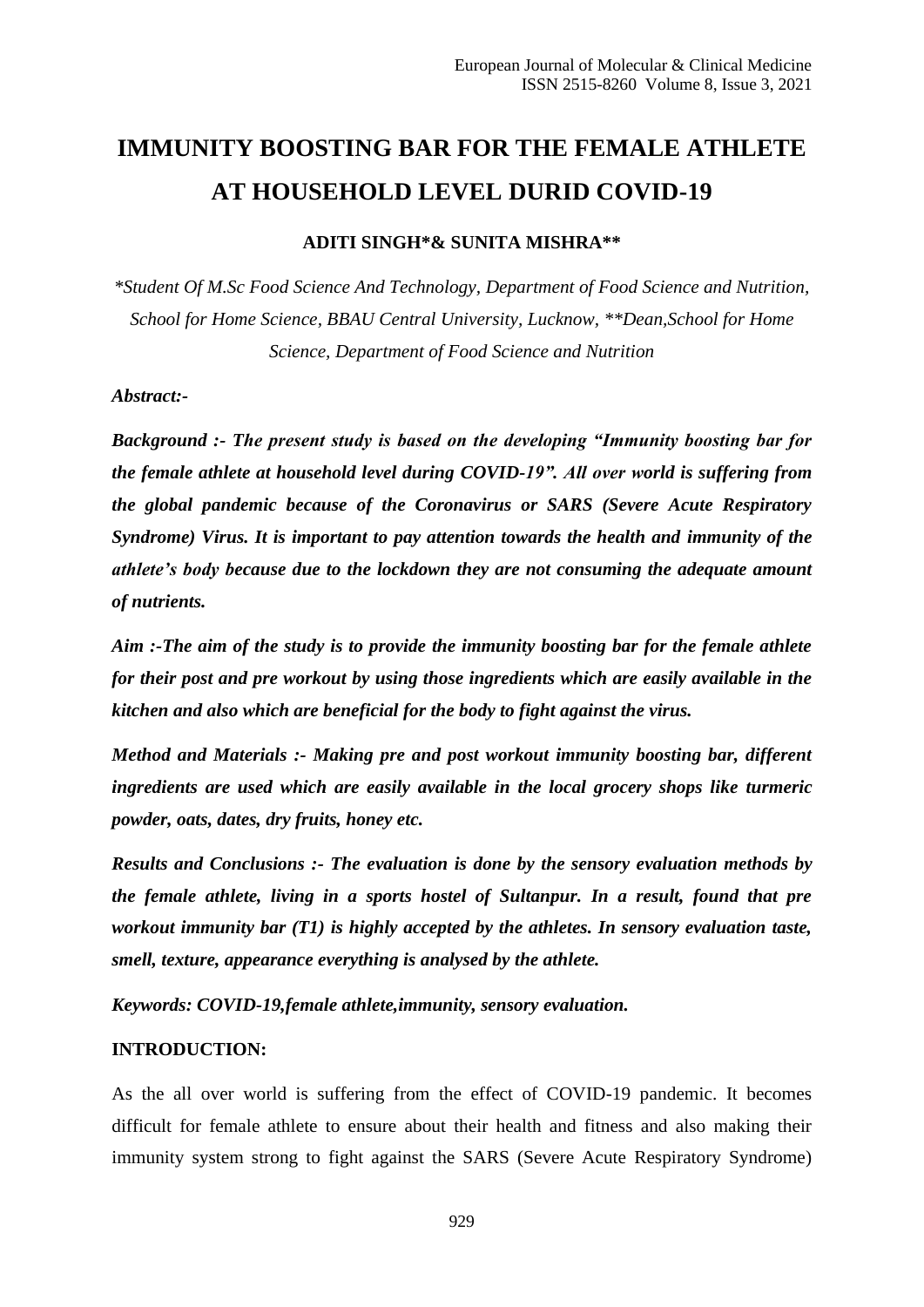# IMMUNITY BOOSTING BAR FOR THE FEMALE ATHLETE AT HOUSEHOLD LEVEL DURID COVID-19

**ADITI SINGH*& SUNITA MISHRA****

*\*Student Of M.Sc Food Science And Technology, Department of Food Science and Nutrition, School for Home Science, BBAU Central University, Lucknow, \*\*Dean,School for Home Science, Department of Food Science and Nutrition*

***Abstract:-***

***Background :- The present study is based on the developing "Immunity boosting bar for the female athlete at household level during COVID-19". All over world is suffering from the global pandemic because of the Coronavirus or SARS (Severe Acute Respiratory Syndrome) Virus. It is important to pay attention towards the health and immunity of the athlete's body because due to the lockdown they are not consuming the adequate amount of nutrients.***

***Aim :-The aim of the study is to provide the immunity boosting bar for the female athlete for their post and pre workout by using those ingredients which are easily available in the kitchen and also which are beneficial for the body to fight against the virus.***

***Method and Materials :- Making pre and post workout immunity boosting bar, different ingredients are used which are easily available in the local grocery shops like turmeric powder, oats, dates, dry fruits, honey etc.***

***Results and Conclusions :- The evaluation is done by the sensory evaluation methods by the female athlete, living in a sports hostel of Sultanpur. In a result, found that pre workout immunity bar (T1) is highly accepted by the athletes. In sensory evaluation taste, smell, texture, appearance everything is analysed by the athlete.***

***Keywords: COVID-19,female athlete,immunity, sensory evaluation.***

**INTRODUCTION:**

As the all over world is suffering from the effect of COVID-19 pandemic. It becomes difficult for female athlete to ensure about their health and fitness and also making their immunity system strong to fight against the SARS (Severe Acute Respiratory Syndrome)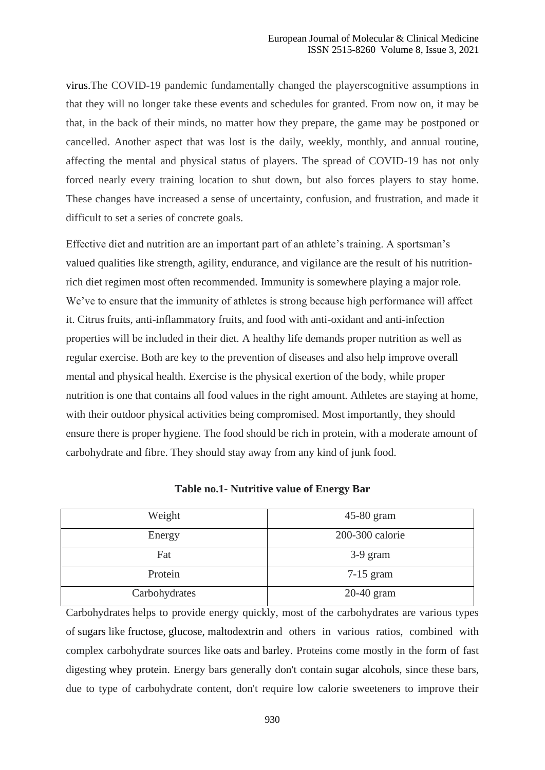virus.The COVID-19 pandemic fundamentally changed the playerscognitive assumptions in that they will no longer take these events and schedules for granted. From now on, it may be that, in the back of their minds, no matter how they prepare, the game may be postponed or cancelled. Another aspect that was lost is the daily, weekly, monthly, and annual routine, affecting the mental and physical status of players. The spread of COVID-19 has not only forced nearly every training location to shut down, but also forces players to stay home. These changes have increased a sense of uncertainty, confusion, and frustration, and made it difficult to set a series of concrete goals.

Effective diet and nutrition are an important part of an athlete's training. A sportsman's valued qualities like strength, agility, endurance, and vigilance are the result of his nutrition-rich diet regimen most often recommended. Immunity is somewhere playing a major role. We've to ensure that the immunity of athletes is strong because high performance will affect it. Citrus fruits, anti-inflammatory fruits, and food with anti-oxidant and anti-infection properties will be included in their diet. A healthy life demands proper nutrition as well as regular exercise. Both are key to the prevention of diseases and also help improve overall mental and physical health. Exercise is the physical exertion of the body, while proper nutrition is one that contains all food values in the right amount. Athletes are staying at home, with their outdoor physical activities being compromised. Most importantly, they should ensure there is proper hygiene. The food should be rich in protein, with a moderate amount of carbohydrate and fibre. They should stay away from any kind of junk food.

**Table no.1- Nutritive value of Energy Bar**

| Weight | 45-80 gram |
|---|---|
| Energy | 200-300 calorie |
| Fat | 3-9 gram |
| Protein | 7-15 gram |
| Carbohydrates | 20-40 gram |

Carbohydrates helps to provide energy quickly, most of the carbohydrates are various types of sugars like fructose, glucose, maltodextrin and others in various ratios, combined with complex carbohydrate sources like oats and barley. Proteins come mostly in the form of fast digesting whey protein. Energy bars generally don't contain sugar alcohols, since these bars, due to type of carbohydrate content, don't require low calorie sweeteners to improve their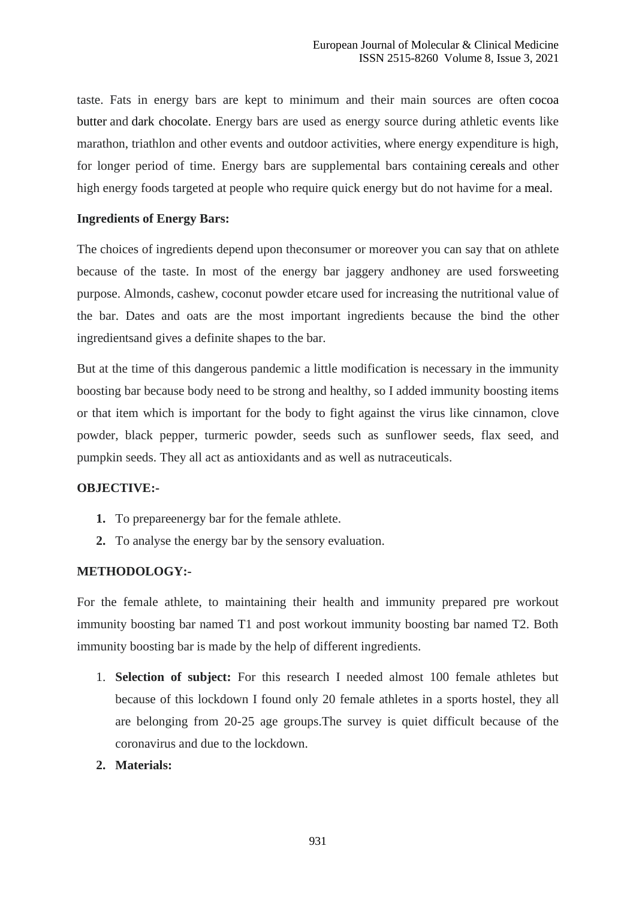taste. Fats in energy bars are kept to minimum and their main sources are often cocoa butter and dark chocolate. Energy bars are used as energy source during athletic events like marathon, triathlon and other events and outdoor activities, where energy expenditure is high, for longer period of time. Energy bars are supplemental bars containing cereals and other high energy foods targeted at people who require quick energy but do not havime for a meal.

**Ingredients of Energy Bars:**

The choices of ingredients depend upon theconsumer or moreover you can say that on athlete because of the taste. In most of the energy bar jaggery andhoney are used forsweeting purpose. Almonds, cashew, coconut powder etcare used for increasing the nutritional value of the bar. Dates and oats are the most important ingredients because the bind the other ingredientsand gives a definite shapes to the bar.

But at the time of this dangerous pandemic a little modification is necessary in the immunity boosting bar because body need to be strong and healthy, so I added immunity boosting items or that item which is important for the body to fight against the virus like cinnamon, clove powder, black pepper, turmeric powder, seeds such as sunflower seeds, flax seed, and pumpkin seeds. They all act as antioxidants and as well as nutraceuticals.

**OBJECTIVE:-**

1. To prepareenergy bar for the female athlete.
2. To analyse the energy bar by the sensory evaluation.

**METHODOLOGY:-**

For the female athlete, to maintaining their health and immunity prepared pre workout immunity boosting bar named T1 and post workout immunity boosting bar named T2. Both immunity boosting bar is made by the help of different ingredients.

1. **Selection of subject:** For this research I needed almost 100 female athletes but because of this lockdown I found only 20 female athletes in a sports hostel, they all are belonging from 20-25 age groups.The survey is quiet difficult because of the coronavirus and due to the lockdown.
2. **Materials:**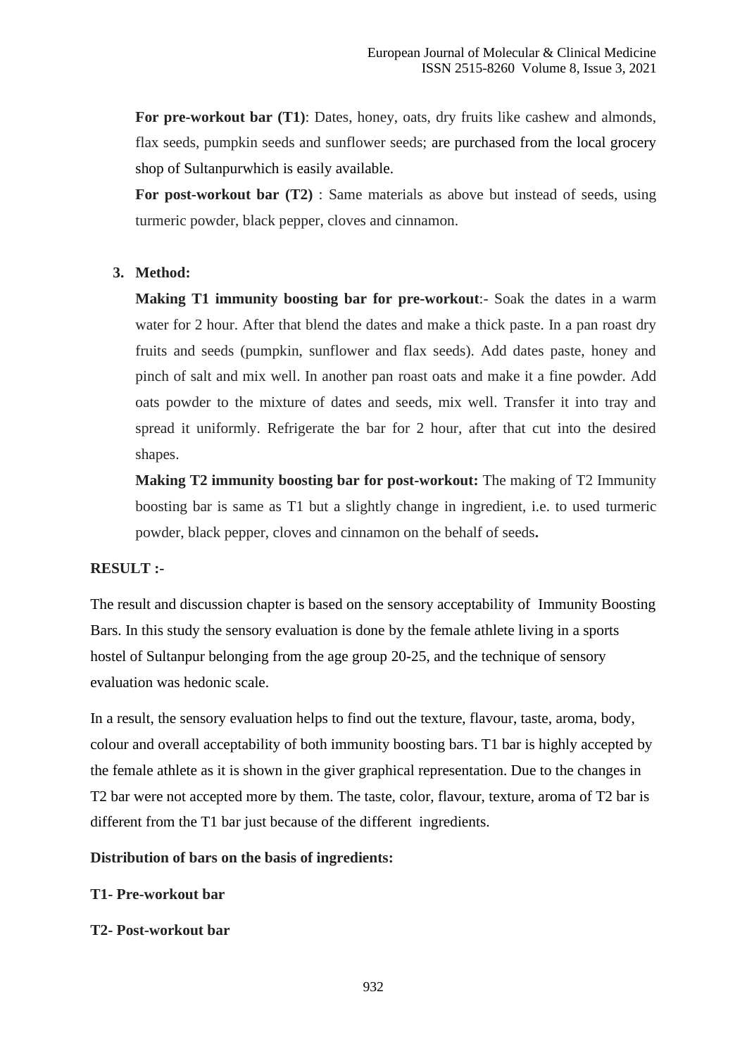**For pre-workout bar (T1)**: Dates, honey, oats, dry fruits like cashew and almonds, flax seeds, pumpkin seeds and sunflower seeds; are purchased from the local grocery shop of Sultanpurwhich is easily available.

**For post-workout bar (T2)** : Same materials as above but instead of seeds, using turmeric powder, black pepper, cloves and cinnamon.

3. **Method:**

   **Making T1 immunity boosting bar for pre-workout**:- Soak the dates in a warm water for 2 hour. After that blend the dates and make a thick paste. In a pan roast dry fruits and seeds (pumpkin, sunflower and flax seeds). Add dates paste, honey and pinch of salt and mix well. In another pan roast oats and make it a fine powder. Add oats powder to the mixture of dates and seeds, mix well. Transfer it into tray and spread it uniformly. Refrigerate the bar for 2 hour, after that cut into the desired shapes.

   **Making T2 immunity boosting bar for post-workout:** The making of T2 Immunity boosting bar is same as T1 but a slightly change in ingredient, i.e. to used turmeric powder, black pepper, cloves and cinnamon on the behalf of seeds**.**

**RESULT :-**

The result and discussion chapter is based on the sensory acceptability of Immunity Boosting Bars. In this study the sensory evaluation is done by the female athlete living in a sports hostel of Sultanpur belonging from the age group 20-25, and the technique of sensory evaluation was hedonic scale.

In a result, the sensory evaluation helps to find out the texture, flavour, taste, aroma, body, colour and overall acceptability of both immunity boosting bars. T1 bar is highly accepted by the female athlete as it is shown in the giver graphical representation. Due to the changes in T2 bar were not accepted more by them. The taste, color, flavour, texture, aroma of T2 bar is different from the T1 bar just because of the different ingredients.

**Distribution of bars on the basis of ingredients:**

**T1- Pre-workout bar**

**T2- Post-workout bar**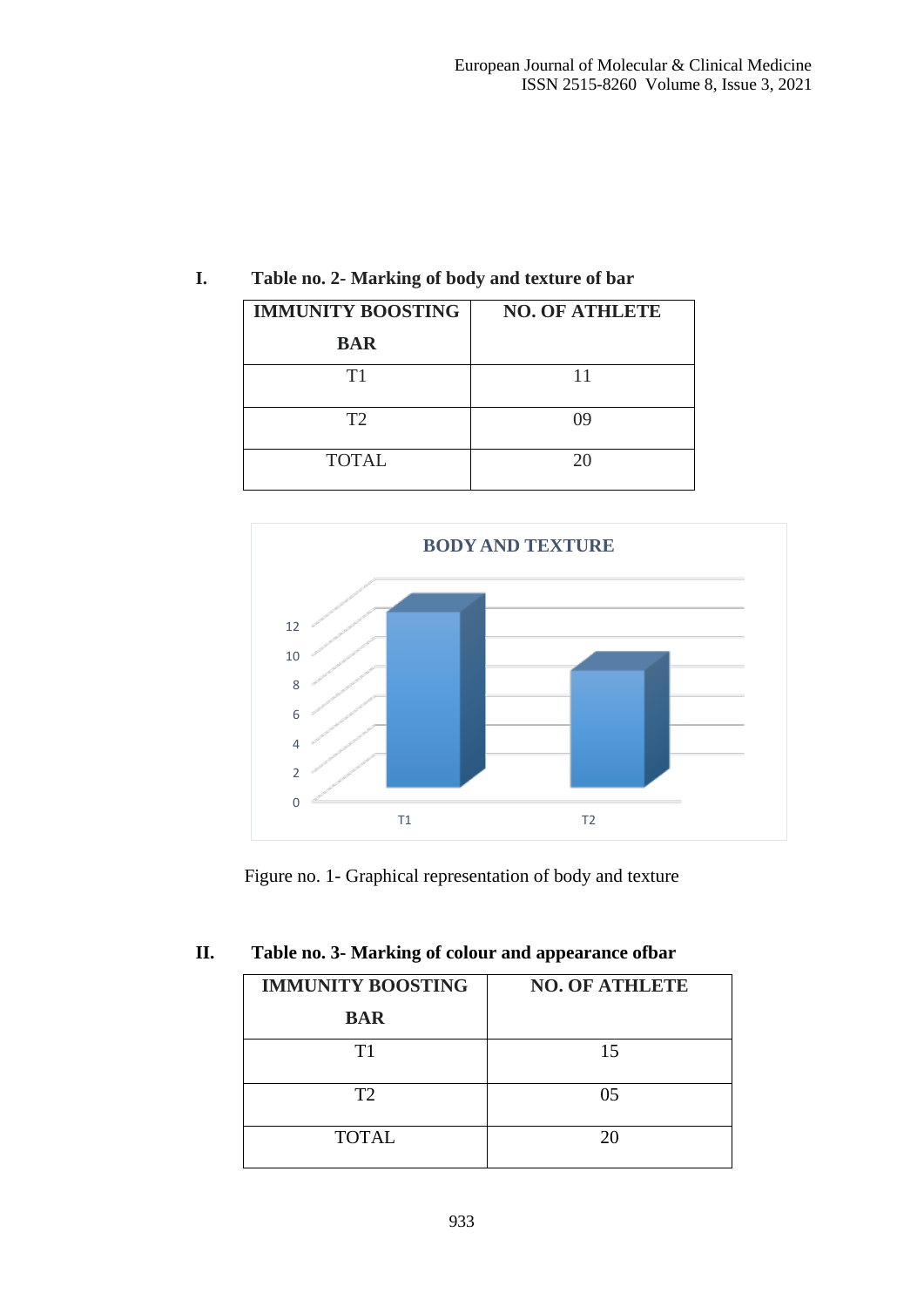I. **Table no. 2- Marking of body and texture of bar**

| IMMUNITY BOOSTING BAR | NO. OF ATHLETE |
|---|---|
| T1 | 11 |
| T2 | 09 |
| TOTAL | 20 |

Figure no. 1- Graphical representation of body and texture

II. **Table no. 3- Marking of colour and appearance ofbar**

| IMMUNITY BOOSTING BAR | NO. OF ATHLETE |
|---|---|
| T1 | 15 |
| T2 | 05 |
| TOTAL | 20 |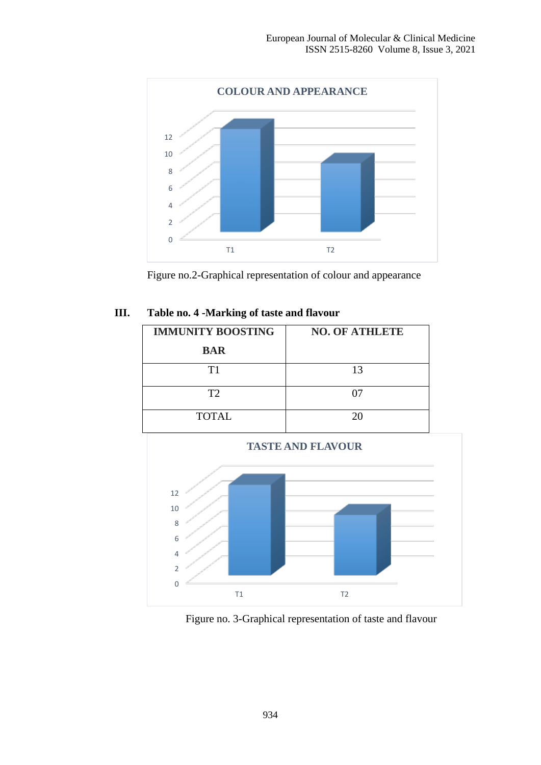Figure no.2-Graphical representation of colour and appearance

### III. Table no. 4 -Marking of taste and flavour

| IMMUNITY BOOSTING BAR | NO. OF ATHLETE |
|---|---|
| T1 | 13 |
| T2 | 07 |
| TOTAL | 20 |

Figure no. 3-Graphical representation of taste and flavour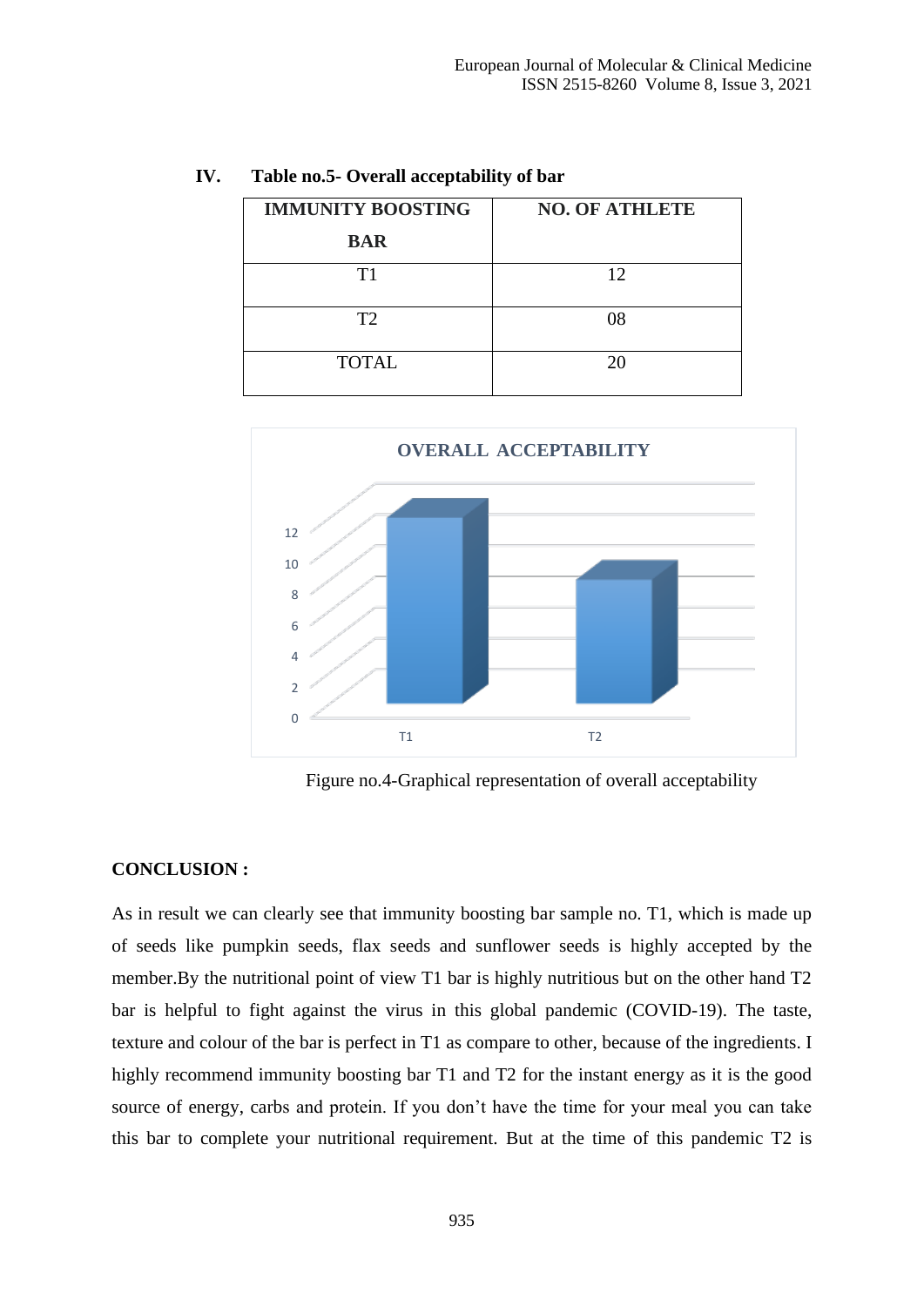IV. **Table no.5- Overall acceptability of bar**

| IMMUNITY BOOSTING BAR | NO. OF ATHLETE |
|---|---|
| T1 | 12 |
| T2 | 08 |
| TOTAL | 20 |

Figure no.4-Graphical representation of overall acceptability

**CONCLUSION :**

As in result we can clearly see that immunity boosting bar sample no. T1, which is made up of seeds like pumpkin seeds, flax seeds and sunflower seeds is highly accepted by the member.By the nutritional point of view T1 bar is highly nutritious but on the other hand T2 bar is helpful to fight against the virus in this global pandemic (COVID-19). The taste, texture and colour of the bar is perfect in T1 as compare to other, because of the ingredients. I highly recommend immunity boosting bar T1 and T2 for the instant energy as it is the good source of energy, carbs and protein. If you don't have the time for your meal you can take this bar to complete your nutritional requirement. But at the time of this pandemic T2 is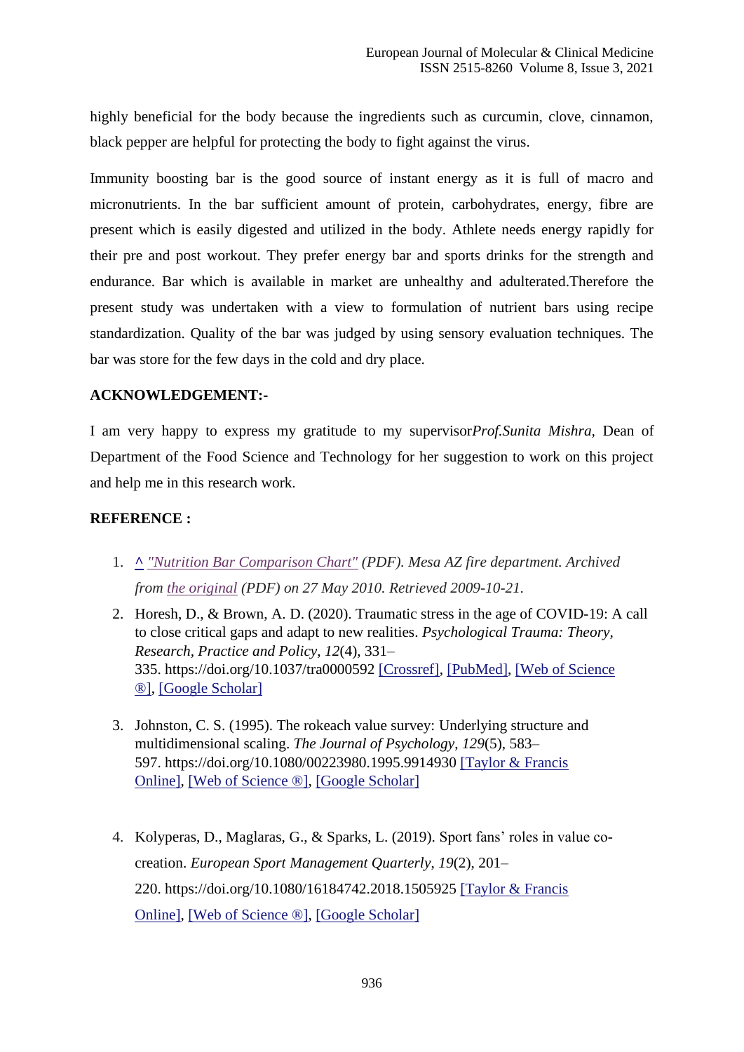highly beneficial for the body because the ingredients such as curcumin, clove, cinnamon, black pepper are helpful for protecting the body to fight against the virus.

Immunity boosting bar is the good source of instant energy as it is full of macro and micronutrients. In the bar sufficient amount of protein, carbohydrates, energy, fibre are present which is easily digested and utilized in the body. Athlete needs energy rapidly for their pre and post workout. They prefer energy bar and sports drinks for the strength and endurance. Bar which is available in market are unhealthy and adulterated.Therefore the present study was undertaken with a view to formulation of nutrient bars using recipe standardization. Quality of the bar was judged by using sensory evaluation techniques. The bar was store for the few days in the cold and dry place.

**ACKNOWLEDGEMENT:-**

I am very happy to express my gratitude to my supervisor*Prof.Sunita Mishra,* Dean of Department of the Food Science and Technology for her suggestion to work on this project and help me in this research work.

**REFERENCE :**

1. ^ *"Nutrition Bar Comparison Chart" (PDF). Mesa AZ fire department. Archived from the original (PDF) on 27 May 2010. Retrieved 2009-10-21.*
2. Horesh, D., & Brown, A. D. (2020). Traumatic stress in the age of COVID-19: A call to close critical gaps and adapt to new realities. *Psychological Trauma: Theory, Research, Practice and Policy*, *12*(4), 331–335. https://doi.org/10.1037/tra0000592 [Crossref], [PubMed], [Web of Science ®], [Google Scholar]
3. Johnston, C. S. (1995). The rokeach value survey: Underlying structure and multidimensional scaling. *The Journal of Psychology*, *129*(5), 583–597. https://doi.org/10.1080/00223980.1995.9914930 [Taylor & Francis Online], [Web of Science ®], [Google Scholar]
4. Kolyperas, D., Maglaras, G., & Sparks, L. (2019). Sport fans' roles in value co-creation. *European Sport Management Quarterly*, *19*(2), 201–220. https://doi.org/10.1080/16184742.2018.1505925 [Taylor & Francis Online], [Web of Science ®], [Google Scholar]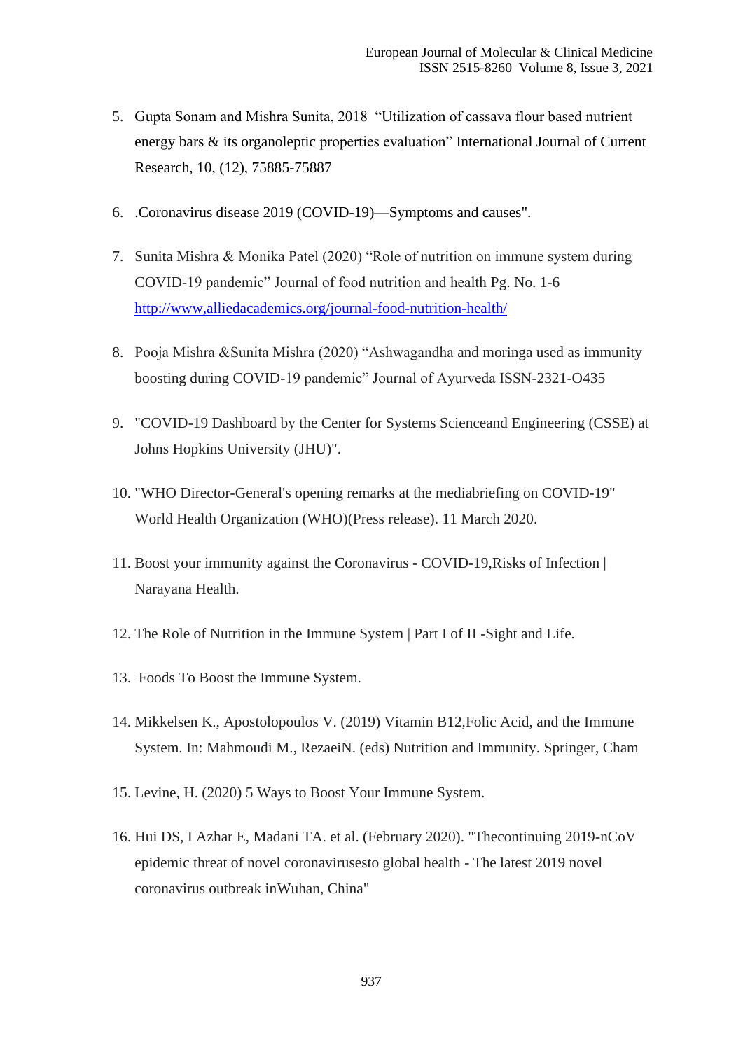5. Gupta Sonam and Mishra Sunita, 2018 "Utilization of cassava flour based nutrient energy bars & its organoleptic properties evaluation" International Journal of Current Research, 10, (12), 75885-75887

6. .Coronavirus disease 2019 (COVID-19)—Symptoms and causes".

7. Sunita Mishra & Monika Patel (2020) "Role of nutrition on immune system during COVID-19 pandemic" Journal of food nutrition and health Pg. No. 1-6 http://www,alliedacademics.org/journal-food-nutrition-health/

8. Pooja Mishra &Sunita Mishra (2020) "Ashwagandha and moringa used as immunity boosting during COVID-19 pandemic" Journal of Ayurveda ISSN-2321-O435

9. "COVID-19 Dashboard by the Center for Systems Scienceand Engineering (CSSE) at Johns Hopkins University (JHU)".

10. "WHO Director-General's opening remarks at the mediabriefing on COVID-19" World Health Organization (WHO)(Press release). 11 March 2020.

11. Boost your immunity against the Coronavirus - COVID-19,Risks of Infection | Narayana Health.

12. The Role of Nutrition in the Immune System | Part I of II -Sight and Life.

13. Foods To Boost the Immune System.

14. Mikkelsen K., Apostolopoulos V. (2019) Vitamin B12,Folic Acid, and the Immune System. In: Mahmoudi M., RezaeiN. (eds) Nutrition and Immunity. Springer, Cham

15. Levine, H. (2020) 5 Ways to Boost Your Immune System.

16. Hui DS, I Azhar E, Madani TA. et al. (February 2020). "Thecontinuing 2019-nCoV epidemic threat of novel coronavirusesto global health - The latest 2019 novel coronavirus outbreak inWuhan, China"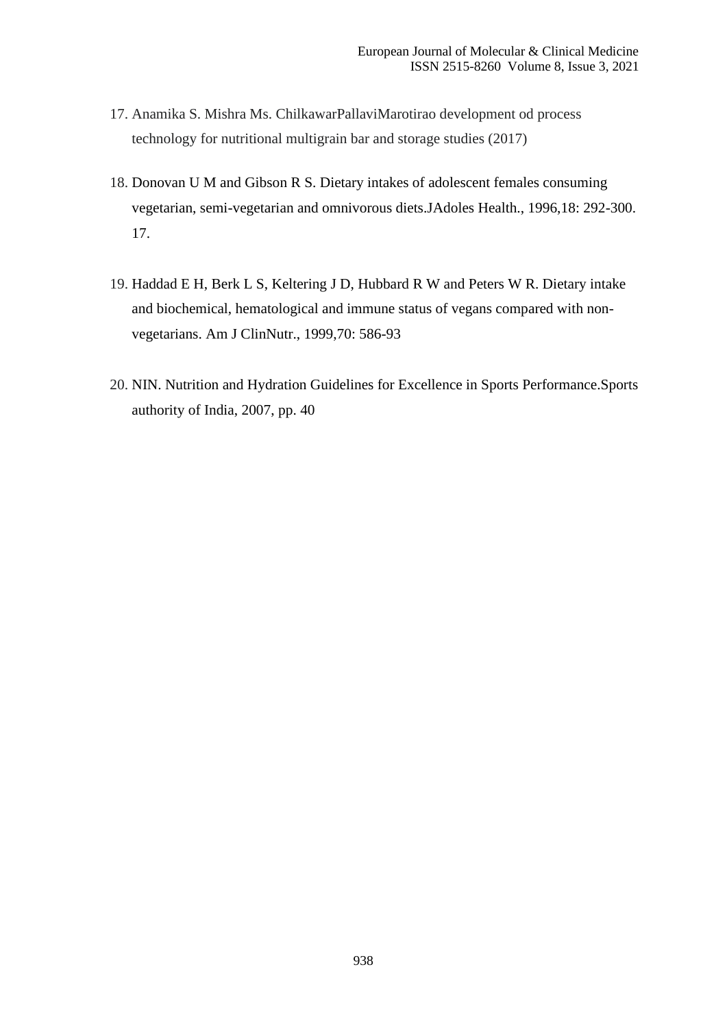17. Anamika S. Mishra Ms. ChilkawarPallaviMarotirao development od process technology for nutritional multigrain bar and storage studies (2017)

18. Donovan U M and Gibson R S. Dietary intakes of adolescent females consuming vegetarian, semi-vegetarian and omnivorous diets.JAdoles Health., 1996,18: 292-300. 17.

19. Haddad E H, Berk L S, Keltering J D, Hubbard R W and Peters W R. Dietary intake and biochemical, hematological and immune status of vegans compared with non-vegetarians. Am J ClinNutr., 1999,70: 586-93

20. NIN. Nutrition and Hydration Guidelines for Excellence in Sports Performance.Sports authority of India, 2007, pp. 40